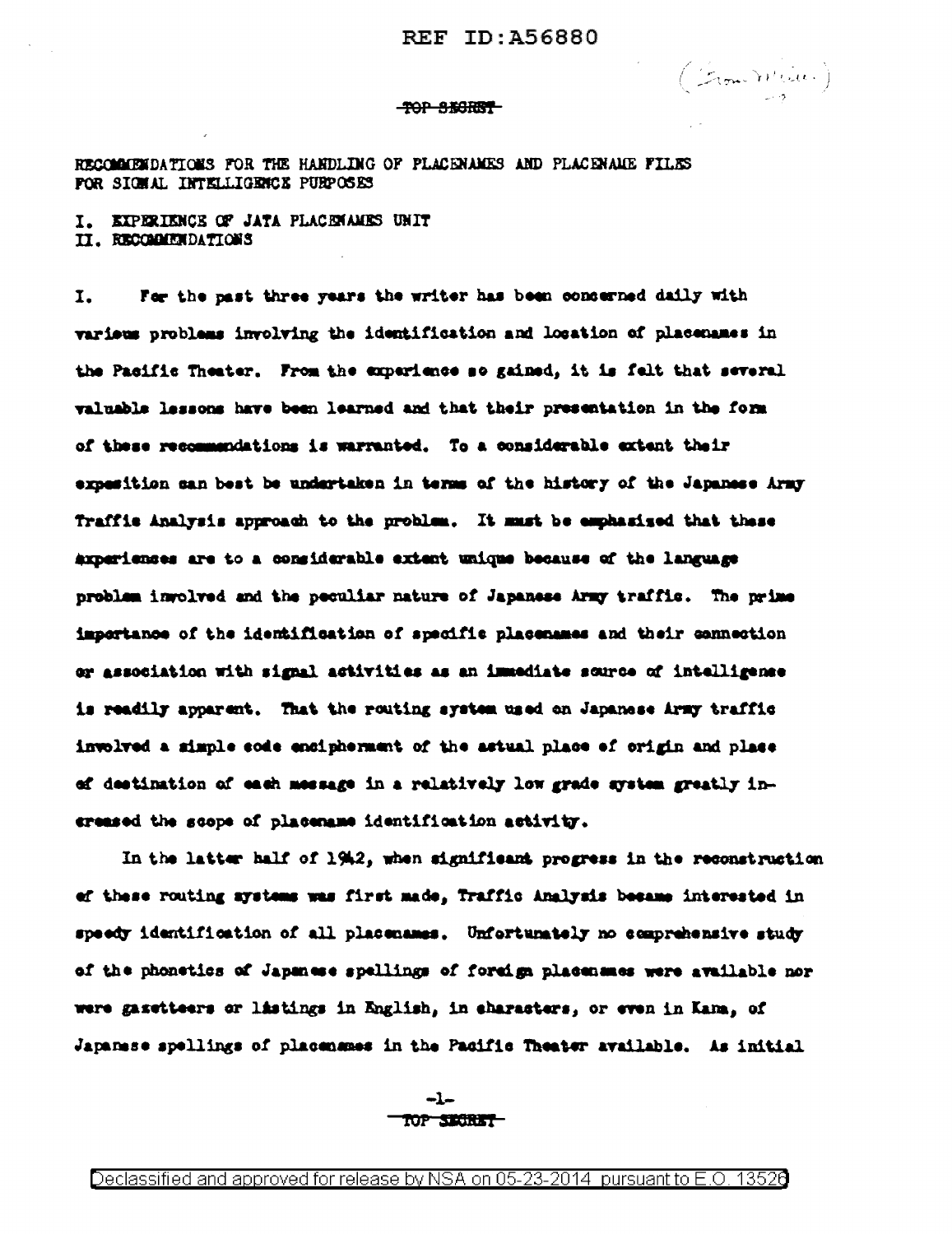RECOMMENDATIONS FOR THE HANDLING OF PLACENAMES AND PLACENAME FILES FOR SIGNAL INTELLIGENCE PURPOSES

I. EXPERIENCE OF JATA PLACENAMES UNIT
II. RECOMMENDATIONS

I. For the past three years the writer has been concerned daily with various problems involving the identification and location of placenames in the Pacific Theater. From the experience so gained, it is felt that several valuable lessons have been learned and that their presentation in the form of these recommendations is warranted. To a considerable extent their exposition can best be undertaken in terms of the history of the Japanese Army Traffic Analysis approach to the problem. It must be emphasized that these experiences are to a considerable extent unique because of the language problem involved and the peculiar nature of Japanese Army traffic. The prime importance of the identification of specific placenames and their connection or association with signal activities as an immediate source of intelligence is readily apparent. That the routing system used on Japanese Army traffic involved a simple code encipherment of the actual place of origin and place of destination of each message in a relatively low grade system greatly increased the scope of placename identification activity.

In the latter half of 1942, when significant progress in the reconstruction of these routing systems was first made, Traffic Analysis became interested in speedy identification of all placenames. Unfortunately no comprehensive study of the phonetics of Japanese spellings of foreign placenames were available nor were gazetteers or listings in English, in characters, or even in Kana, of Japanese spellings of placenames in the Pacific Theater available. As initial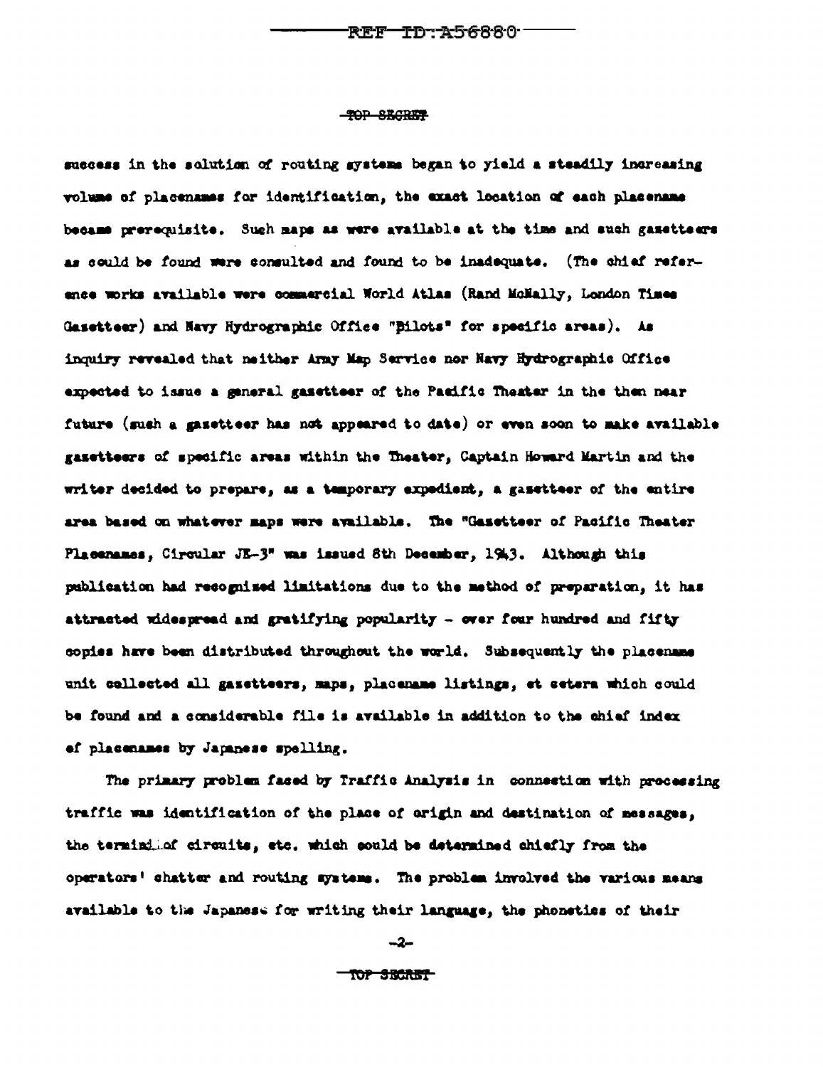success in the solution of routing systems began to yield a steadily increasing volume of placenames for identification, the exact location of each placename became prerequisite. Such maps as were available at the time and such gazetteers as could be found were consulted and found to be inadequate. (The chief reference works available were commercial World Atlas (Rand McNally, London Times Gazetteer) and Navy Hydrographic Office "Pilots" for specific areas). As inquiry revealed that neither Army Map Service nor Navy Hydrographic Office expected to issue a general gazetteer of the Pacific Theater in the then near future (such a gazetteer has not appeared to date) or even soon to make available gazetteers of specific areas within the Theater, Captain Howard Martin and the writer decided to prepare, as a temporary expedient, a gazetteer of the entire area based on whatever maps were available. The "Gazetteer of Pacific Theater Placenames, Circular JE-3" was issued 8th December, 1943. Although this publication had recognized limitations due to the method of preparation, it has attracted widespread and gratifying popularity - over four hundred and fifty copies have been distributed throughout the world. Subsequently the placename unit collected all gazetteers, maps, placename listings, et cetera which could be found and a considerable file is available in addition to the chief index of placenames by Japanese spelling.

The primary problem faced by Traffic Analysis in connection with processing traffic was identification of the place of origin and destination of messages, the termini of circuits, etc. which could be determined chiefly from the operators' chatter and routing systems. The problem involved the various means available to the Japanese for writing their language, the phonetics of their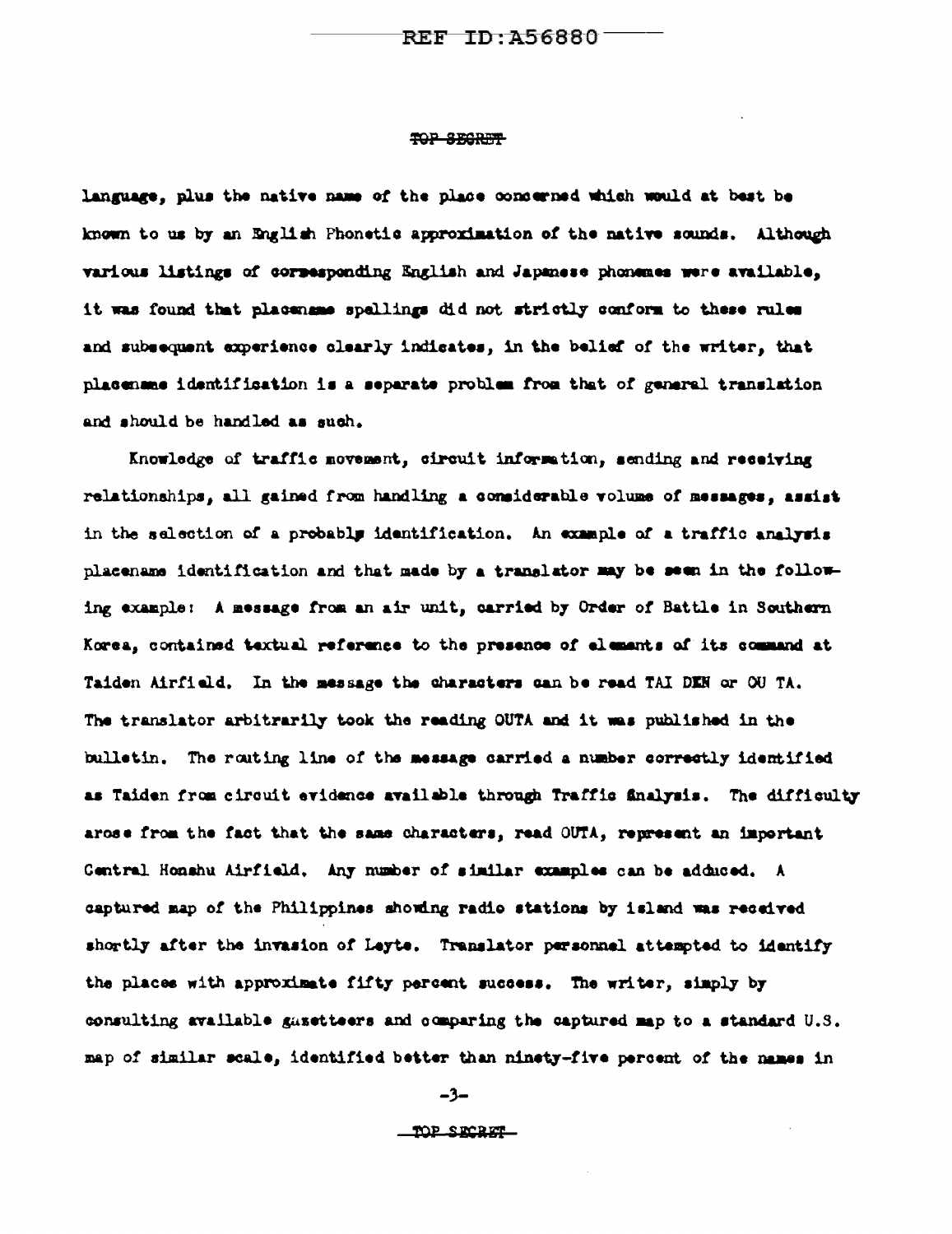language, plus the native name of the place concerned which would at best be known to us by an English Phonetic approximation of the native sounds. Although various listings of corresponding English and Japanese phonemes were available, it was found that placename spellings did not strictly conform to these rules and subsequent experience clearly indicates, in the belief of the writer, that placename identification is a separate problem from that of general translation and should be handled as such.

Knowledge of traffic movement, circuit information, sending and receiving relationships, all gained from handling a considerable volume of messages, assist in the selection of a probably identification. An example of a traffic analysis placename identification and that made by a translator may be seen in the following example: A message from an air unit, carried by Order of Battle in Southern Korea, contained textual reference to the presence of elements of its command at Taiden Airfield. In the message the characters can be read TAI DEN or OU TA. The translator arbitrarily took the reading OUTA and it was published in the bulletin. The routing line of the message carried a number correctly identified as Taiden from circuit evidence available through Traffic Analysis. The difficulty arose from the fact that the same characters, read OUTA, represent an important Central Honshu Airfield. Any number of similar examples can be adduced. A captured map of the Philippines showing radio stations by island was received shortly after the invasion of Leyte. Translator personnel attempted to identify the places with approximate fifty percent success. The writer, simply by consulting available gazetteers and comparing the captured map to a standard U.S. map of similar scale, identified better than ninety-five percent of the names in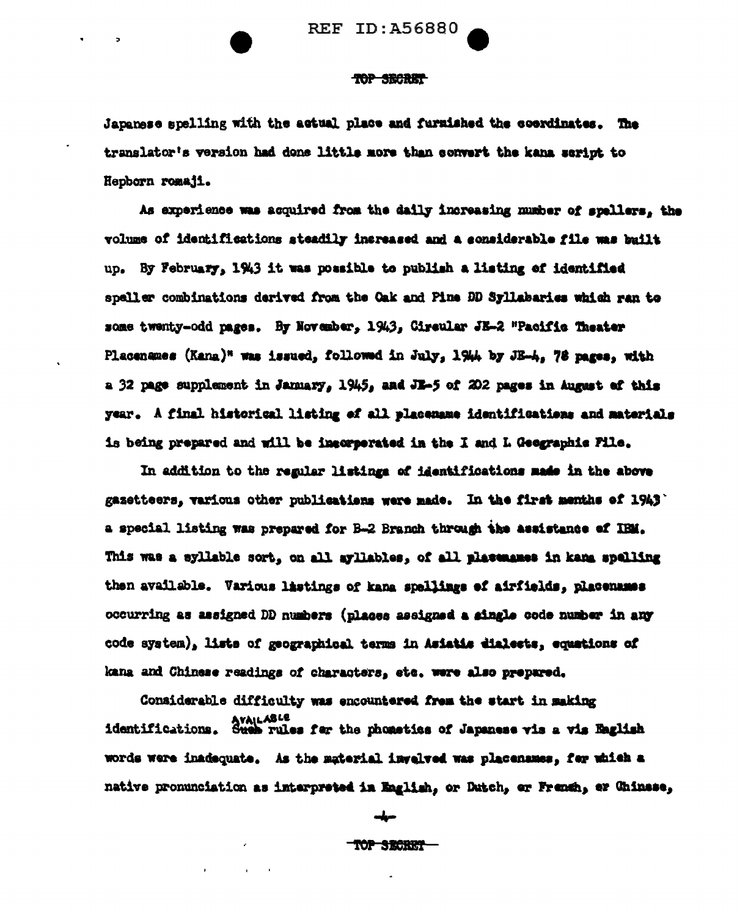Japanese spelling with the actual place and furnished the coordinates. The translator's version had done little more than convert the kana script to Hepborn romaji.

As experience was acquired from the daily increasing number of spellers, the volume of identifications steadily increased and a considerable file was built up. By February, 1943 it was possible to publish a listing of identified speller combinations derived from the Oak and Pine DD Syllabaries which ran to some twenty-odd pages. By November, 1943, Circular JE-2 "Pacific Theater Placenames (Kana)" was issued, followed in July, 1944 by JE-4, 78 pages, with a 32 page supplement in January, 1945, and JE-5 of 202 pages in August of this year. A final historical listing of all placename identifications and materials is being prepared and will be incorporated in the I and L Geographic File.

In addition to the regular listings of identifications made in the above gazetteers, various other publications were made. In the first months of 1943 a special listing was prepared for B-2 Branch through the assistance of IBM. This was a syllable sort, on all syllables, of all placenames in kana spelling then available. Various listings of kana spellings of airfields, placenames occurring as assigned DD numbers (places assigned a single code number in any code system), lists of geographical terms in Asiatic dialects, equations of kana and Chinese readings of characters, etc. were also prepared.

Considerable difficulty was encountered from the start in making identifications. ~~Such~~ AVAILABLE rules for the phonetics of Japanese vis a vis English words were inadequate. As the material involved was placenames, for which a native pronunciation as interpreted in English, or Dutch, or French, or Chinese,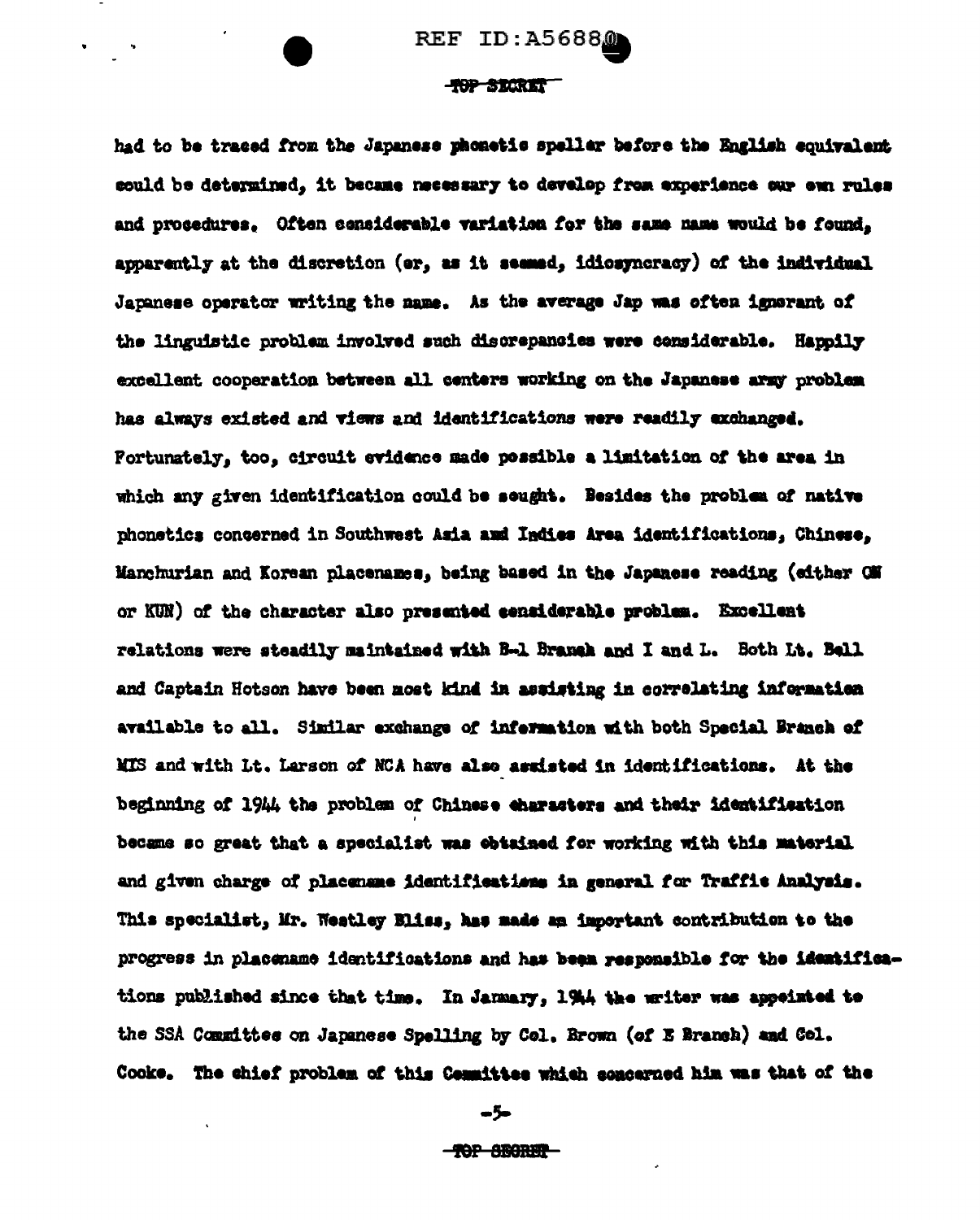had to be traced from the Japanese phonetic speller before the English equivalent could be determined, it became necessary to develop from experience our own rules and procedures. Often considerable variation for the same name would be found, apparently at the discretion (or, as it seemed, idiosyncracy) of the individual Japanese operator writing the name. As the average Jap was often ignorant of the linguistic problem involved such discrepancies were considerable. Happily excellent cooperation between all centers working on the Japanese army problem has always existed and views and identifications were readily exchanged. Fortunately, too, circuit evidence made possible a limitation of the area in which any given identification could be sought. Besides the problem of native phonetics concerned in Southwest Asia and Indies Area identifications, Chinese, Manchurian and Korean placenames, being based in the Japanese reading (either ON or KUN) of the character also presented considerable problem. Excellent relations were steadily maintained with B-1 Branch and I and L. Both Lt. Bell and Captain Hotson have been most kind in assisting in correlating information available to all. Similar exchange of information with both Special Branch of MIS and with Lt. Larson of NCA have also assisted in identifications. At the beginning of 1944 the problem of Chinese characters and their identification became so great that a specialist was obtained for working with this material and given charge of placename identifications in general for Traffic Analysis. This specialist, Mr. Westley Bliss, has made an important contribution to the progress in placename identifications and has been responsible for the identifications published since that time. In January, 1944 the writer was appointed to the SSA Committee on Japanese Spelling by Col. Brown (of E Branch) and Col. Cooke. The chief problem of this Committee which concerned him was that of the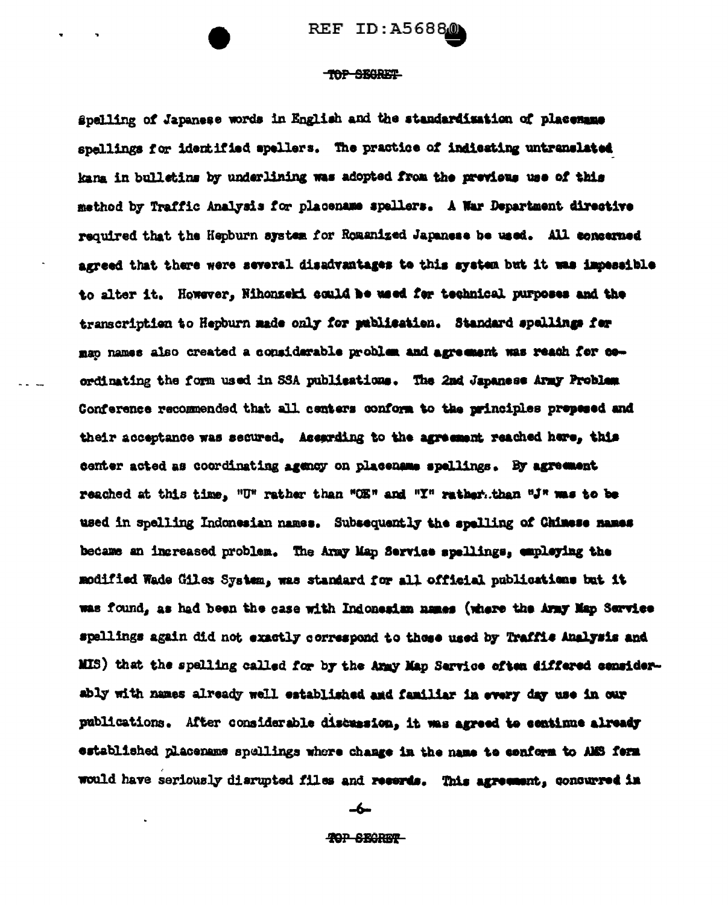spelling of Japanese words in English and the standardization of placename spellings for identified spellers. The practice of indicating untranslated kana in bulletins by underlining was adopted from the previous use of this method by Traffic Analysis for placename spellers. A War Department directive required that the Hepburn system for Romanized Japanese be used. All concerned agreed that there were several disadvantages to this system but it was impossible to alter it. However, Nihonzeki could be used for technical purposes and the transcription to Hepburn made only for publication. Standard spellings for map names also created a considerable problem and agreement was reach for co-ordinating the form used in SSA publications. The 2nd Japanese Army Problem Conference recommended that all centers conform to the principles proposed and their acceptance was secured. According to the agreement reached here, this center acted as coordinating agency on placename spellings. By agreement reached at this time, "U" rather than "OE" and "Y" rather than "J" was to be used in spelling Indonesian names. Subsequently the spelling of Chinese names became an increased problem. The Army Map Service spellings, employing the modified Wade Giles System, was standard for all official publications but it was found, as had been the case with Indonesian names (where the Army Map Service spellings again did not exactly correspond to those used by Traffic Analysis and MIS) that the spelling called for by the Army Map Service often differed considerably with names already well established and familiar in every day use in our publications. After considerable discussion, it was agreed to continue already established placename spellings where change in the name to conform to AMS form would have seriously disrupted files and records. This agreement, concurred in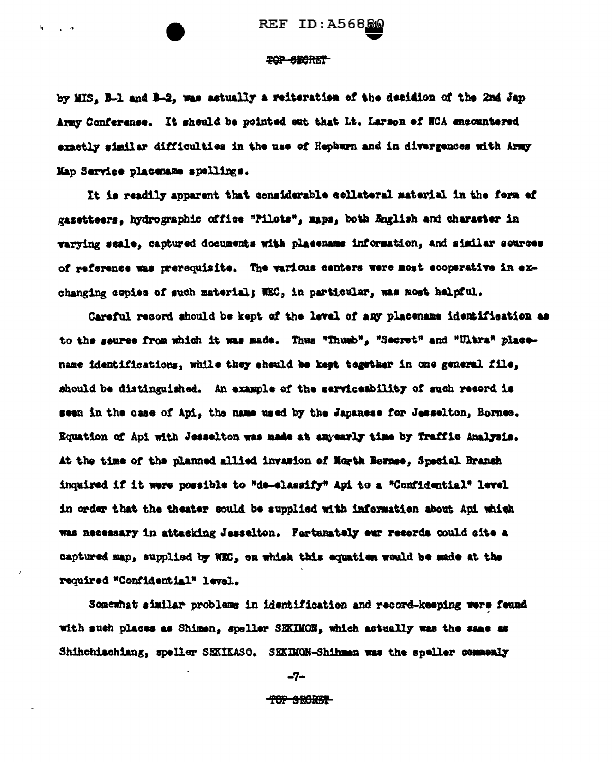by MIS, B-1 and B-2, was actually a reiteration of the decision of the 2nd Jap Army Conference. It should be pointed out that Lt. Larson of NCA encountered exactly similar difficulties in the use of Hepburn and in divergences with Army Map Service placename spellings.

It is readily apparent that considerable collateral material in the form of gazetteers, hydrographic office "Pilots", maps, both English and character in varying scale, captured documents with placename information, and similar sources of reference was prerequisite. The various centers were most cooperative in exchanging copies of such material; WEC, in particular, was most helpful.

Careful record should be kept of the level of any placename identification as to the source from which it was made. Thus "Thumb", "Secret" and "Ultra" placename identifications, while they should be kept together in one general file, should be distinguished. An example of the serviceability of such record is seen in the case of Api, the name used by the Japanese for Jesselton, Borneo. Equation of Api with Jesselton was made at an early time by Traffic Analysis. At the time of the planned allied invasion of North Borneo, Special Branch inquired if it were possible to "de-classify" Api to a "Confidential" level in order that the theater could be supplied with information about Api which was necessary in attacking Jesselton. Fortunately our records could cite a captured map, supplied by WEC, on which this equation would be made at the required "Confidential" level.

Somewhat similar problems in identification and record-keeping were found with such places as Shimen, speller SEKIMON, which actually was the same as Shihchiachiang, speller SEKIKASO. SEKIMON-Shihmen was the speller commonly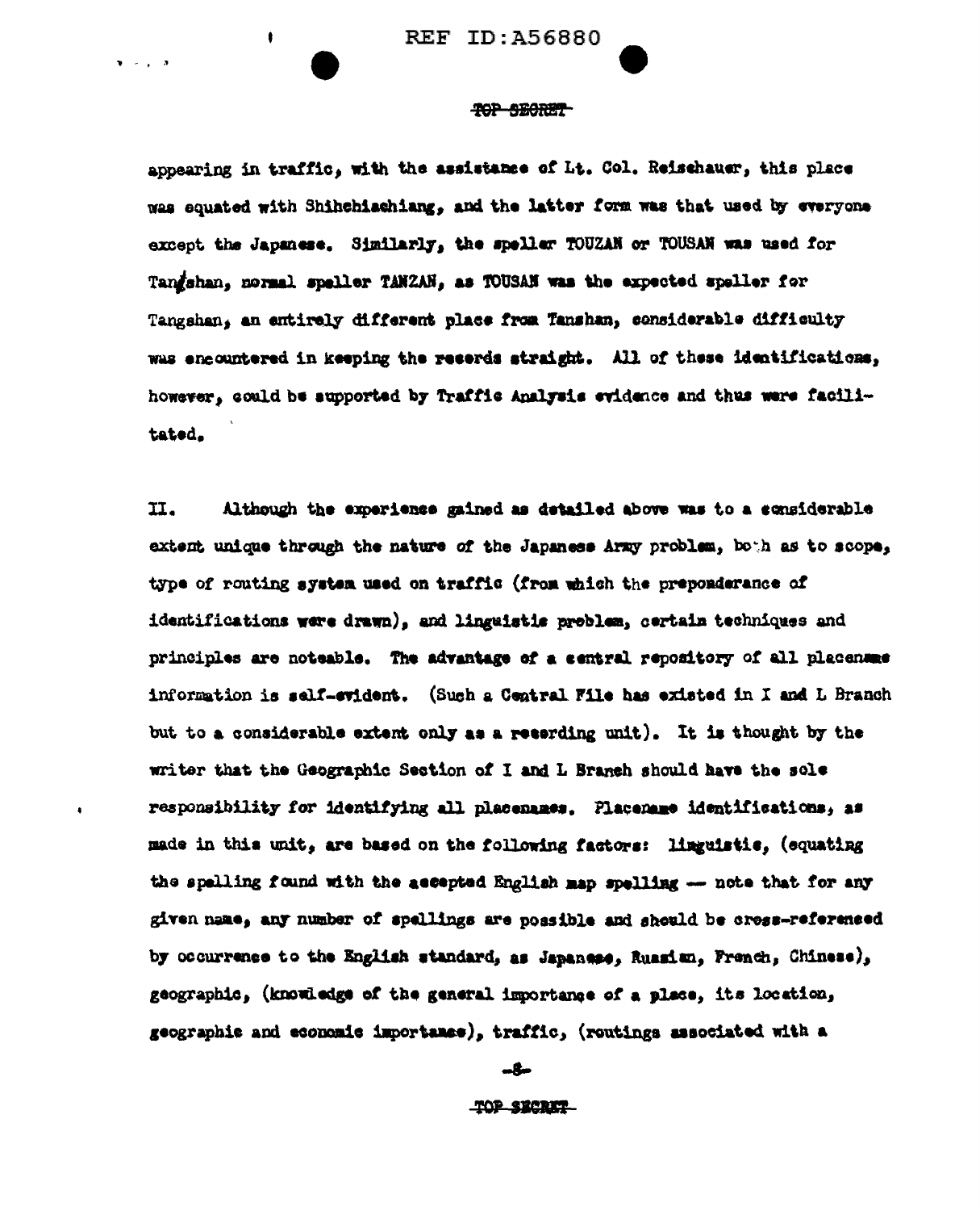appearing in traffic, with the assistance of Lt. Col. Reischauer, this place was equated with Shihchiachiang, and the latter form was that used by everyone except the Japanese. Similarly, the speller TOUZAN or TOUSAN was used for Tanshan, normal speller TANZAN, as TOUSAN was the expected speller for Tangshan, an entirely different place from Tanshan, considerable difficulty was encountered in keeping the records straight. All of these identifications, however, could be supported by Traffic Analysis evidence and thus were facilitated.

II. Although the experience gained as detailed above was to a considerable extent unique through the nature of the Japanese Army problem, both as to scope, type of routing system used on traffic (from which the preponderance of identifications were drawn), and linguistic problem, certain techniques and principles are noteable. The advantage of a central repository of all placename information is self-evident. (Such a Central File has existed in I and L Branch but to a considerable extent only as a recording unit). It is thought by the writer that the Geographic Section of I and L Branch should have the sole responsibility for identifying all placenames. Placename identifications, as made in this unit, are based on the following factors: linguistic, (equating the spelling found with the accepted English map spelling — note that for any given name, any number of spellings are possible and should be cross-referenced by occurrence to the English standard, as Japanese, Russian, French, Chinese), geographic, (knowledge of the general importance of a place, its location, geographic and economic importance), traffic, (routings associated with a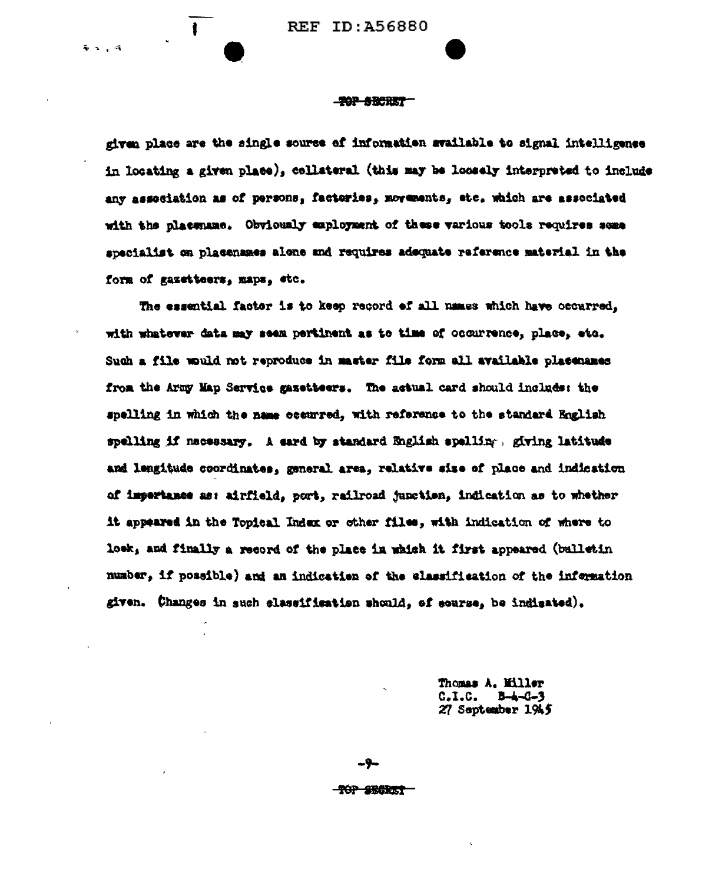given place are the single source of information available to signal intelligence in locating a given place), collateral (this may be loosely interpreted to include any association as of persons, factories, movements, etc. which are associated with the placename. Obviously employment of these various tools requires some specialist on placenames alone and requires adequate reference material in the form of gazetteers, maps, etc.

The essential factor is to keep record of all names which have occurred, with whatever data may seem pertinent as to time of occurrence, place, etc. Such a file would not reproduce in master file form all available placenames from the Army Map Service gazetteers. The actual card should include: the spelling in which the name occurred, with reference to the standard English spelling if necessary. A card by standard English spelling, giving latitude and longitude coordinates, general area, relative size of place and indication of importance as: airfield, port, railroad junction, indication as to whether it appeared in the Topical Index or other files, with indication of where to look, and finally a record of the place in which it first appeared (bulletin number, if possible) and an indication of the classification of the information given. Changes in such classification should, of course, be indicated).

Thomas A. Miller
C.I.C. B-4-C-3
27 September 1945